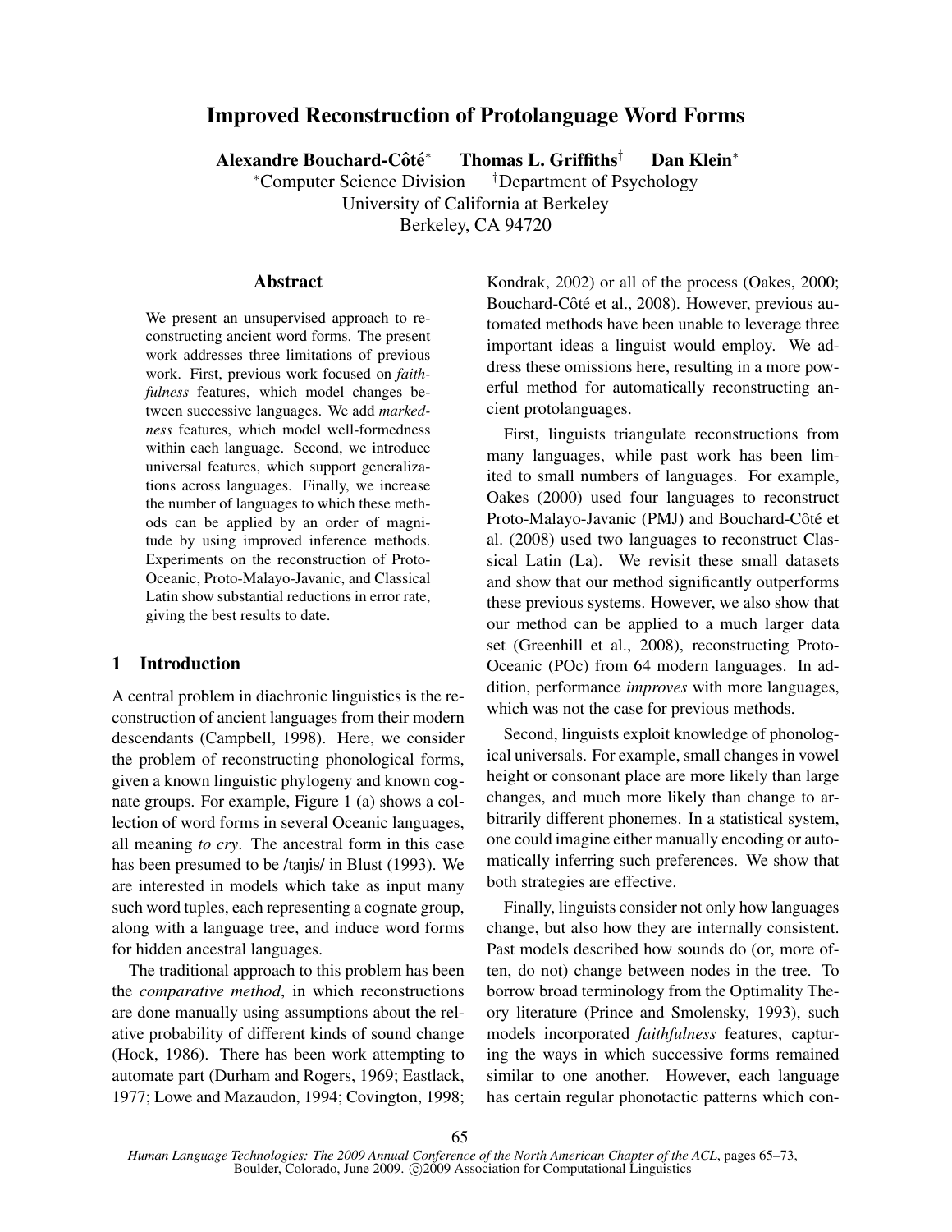# Improved Reconstruction of Protolanguage Word Forms

**Alexandre Bouchard-Côté*** **Thomas L. Griffiths†** **Dan Klein***

*Computer Science Division †Department of Psychology
University of California at Berkeley
Berkeley, CA 94720

## Abstract

We present an unsupervised approach to reconstructing ancient word forms. The present work addresses three limitations of previous work. First, previous work focused on *faithfulness* features, which model changes between successive languages. We add *markedness* features, which model well-formedness within each language. Second, we introduce universal features, which support generalizations across languages. Finally, we increase the number of languages to which these methods can be applied by an order of magnitude by using improved inference methods. Experiments on the reconstruction of Proto-Oceanic, Proto-Malayo-Javanic, and Classical Latin show substantial reductions in error rate, giving the best results to date.

## 1 Introduction

A central problem in diachronic linguistics is the reconstruction of ancient languages from their modern descendants (Campbell, 1998). Here, we consider the problem of reconstructing phonological forms, given a known linguistic phylogeny and known cognate groups. For example, Figure 1 (a) shows a collection of word forms in several Oceanic languages, all meaning *to cry*. The ancestral form in this case has been presumed to be /taŋis/ in Blust (1993). We are interested in models which take as input many such word tuples, each representing a cognate group, along with a language tree, and induce word forms for hidden ancestral languages.

The traditional approach to this problem has been the *comparative method*, in which reconstructions are done manually using assumptions about the relative probability of different kinds of sound change (Hock, 1986). There has been work attempting to automate part (Durham and Rogers, 1969; Eastlack, 1977; Lowe and Mazaudon, 1994; Covington, 1998; Kondrak, 2002) or all of the process (Oakes, 2000; Bouchard-Côté et al., 2008). However, previous automated methods have been unable to leverage three important ideas a linguist would employ. We address these omissions here, resulting in a more powerful method for automatically reconstructing ancient protolanguages.

First, linguists triangulate reconstructions from many languages, while past work has been limited to small numbers of languages. For example, Oakes (2000) used four languages to reconstruct Proto-Malayo-Javanic (PMJ) and Bouchard-Côté et al. (2008) used two languages to reconstruct Classical Latin (La). We revisit these small datasets and show that our method significantly outperforms these previous systems. However, we also show that our method can be applied to a much larger data set (Greenhill et al., 2008), reconstructing Proto-Oceanic (POc) from 64 modern languages. In addition, performance *improves* with more languages, which was not the case for previous methods.

Second, linguists exploit knowledge of phonological universals. For example, small changes in vowel height or consonant place are more likely than large changes, and much more likely than change to arbitrarily different phonemes. In a statistical system, one could imagine either manually encoding or automatically inferring such preferences. We show that both strategies are effective.

Finally, linguists consider not only how languages change, but also how they are internally consistent. Past models described how sounds do (or, more often, do not) change between nodes in the tree. To borrow broad terminology from the Optimality Theory literature (Prince and Smolensky, 1993), such models incorporated *faithfulness* features, capturing the ways in which successive forms remained similar to one another. However, each language has certain regular phonotactic patterns which con-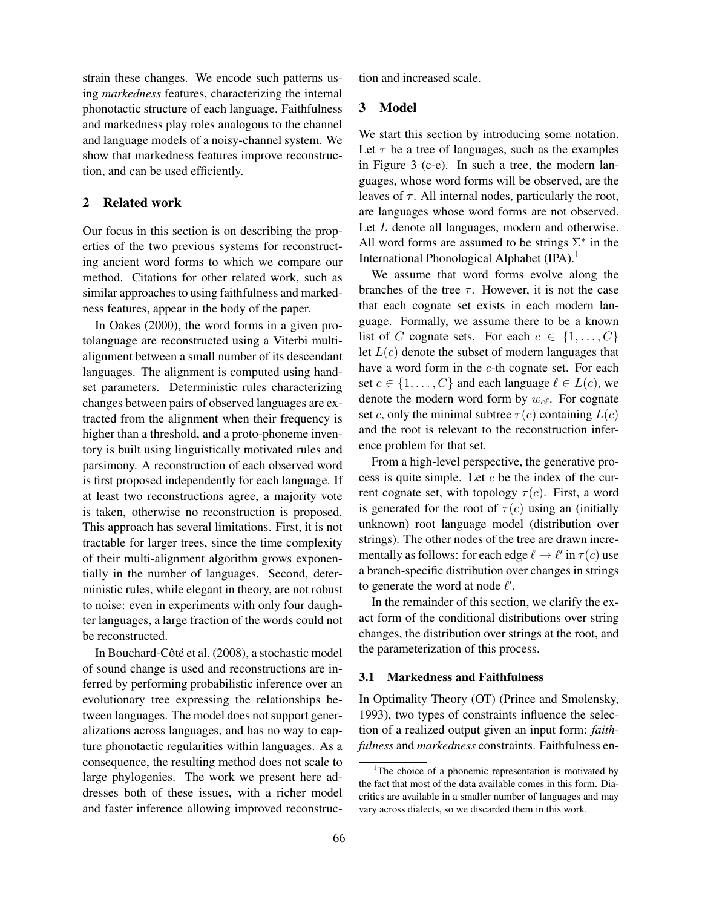strain these changes. We encode such patterns using *markedness* features, characterizing the internal phonotactic structure of each language. Faithfulness and markedness play roles analogous to the channel and language models of a noisy-channel system. We show that markedness features improve reconstruction, and can be used efficiently.

## 2 Related work

Our focus in this section is on describing the properties of the two previous systems for reconstructing ancient word forms to which we compare our method. Citations for other related work, such as similar approaches to using faithfulness and markedness features, appear in the body of the paper.

In Oakes (2000), the word forms in a given protolanguage are reconstructed using a Viterbi multialignment between a small number of its descendant languages. The alignment is computed using hand-set parameters. Deterministic rules characterizing changes between pairs of observed languages are extracted from the alignment when their frequency is higher than a threshold, and a proto-phoneme inventory is built using linguistically motivated rules and parsimony. A reconstruction of each observed word is first proposed independently for each language. If at least two reconstructions agree, a majority vote is taken, otherwise no reconstruction is proposed. This approach has several limitations. First, it is not tractable for larger trees, since the time complexity of their multi-alignment algorithm grows exponentially in the number of languages. Second, deterministic rules, while elegant in theory, are not robust to noise: even in experiments with only four daughter languages, a large fraction of the words could not be reconstructed.

In Bouchard-Côté et al. (2008), a stochastic model of sound change is used and reconstructions are inferred by performing probabilistic inference over an evolutionary tree expressing the relationships between languages. The model does not support generalizations across languages, and has no way to capture phonotactic regularities within languages. As a consequence, the resulting method does not scale to large phylogenies. The work we present here addresses both of these issues, with a richer model and faster inference allowing improved reconstruction and increased scale.

## 3 Model

We start this section by introducing some notation. Let $\tau$ be a tree of languages, such as the examples in Figure 3 (c-e). In such a tree, the modern languages, whose word forms will be observed, are the leaves of $\tau$. All internal nodes, particularly the root, are languages whose word forms are not observed. Let $L$ denote all languages, modern and otherwise. All word forms are assumed to be strings $\Sigma^*$ in the International Phonological Alphabet (IPA).[1]

We assume that word forms evolve along the branches of the tree $\tau$. However, it is not the case that each cognate set exists in each modern language. Formally, we assume there to be a known list of $C$ cognate sets. For each $c \in \{1, \ldots, C\}$ let $L(c)$ denote the subset of modern languages that have a word form in the $c$-th cognate set. For each set $c \in \{1, \ldots, C\}$ and each language $\ell \in L(c)$, we denote the modern word form by $w_{c\ell}$. For cognate set $c$, only the minimal subtree $\tau(c)$ containing $L(c)$ and the root is relevant to the reconstruction inference problem for that set.

From a high-level perspective, the generative process is quite simple. Let $c$ be the index of the current cognate set, with topology $\tau(c)$. First, a word is generated for the root of $\tau(c)$ using an (initially unknown) root language model (distribution over strings). The other nodes of the tree are drawn incrementally as follows: for each edge $\ell \to \ell'$ in $\tau(c)$ use a branch-specific distribution over changes in strings to generate the word at node $\ell'$.

In the remainder of this section, we clarify the exact form of the conditional distributions over string changes, the distribution over strings at the root, and the parameterization of this process.

### 3.1 Markedness and Faithfulness

In Optimality Theory (OT) (Prince and Smolensky, 1993), two types of constraints influence the selection of a realized output given an input form: *faithfulness* and *markedness* constraints. Faithfulness en-

[1] The choice of a phonemic representation is motivated by the fact that most of the data available comes in this form. Diacritics are available in a smaller number of languages and may vary across dialects, so we discarded them in this work.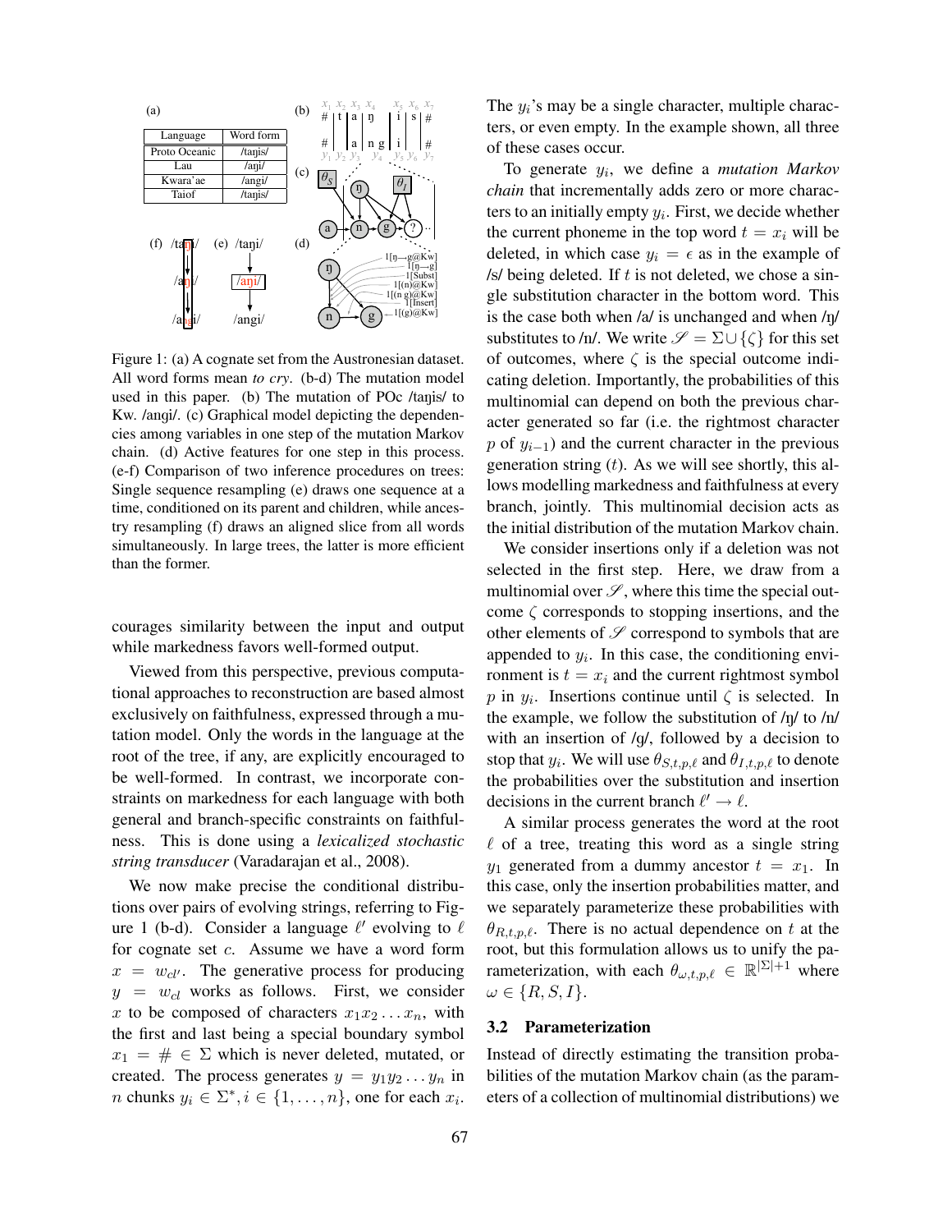(a)

| Language | Word form |
|---|---|
| Proto Oceanic | /taŋis/ |
| Lau | /aŋi/ |
| Kwara'ae | /angi/ |
| Taiof | /taŋis/ |

Figure 1: (a) A cognate set from the Austronesian dataset. All word forms mean *to cry*. (b-d) The mutation model used in this paper. (b) The mutation of POc /taŋis/ to Kw. /angi/. (c) Graphical model depicting the dependencies among variables in one step of the mutation Markov chain. (d) Active features for one step in this process. (e-f) Comparison of two inference procedures on trees: Single sequence resampling (e) draws one sequence at a time, conditioned on its parent and children, while ancestry resampling (f) draws an aligned slice from all words simultaneously. In large trees, the latter is more efficient than the former.

courages similarity between the input and output while markedness favors well-formed output.

Viewed from this perspective, previous computational approaches to reconstruction are based almost exclusively on faithfulness, expressed through a mutation model. Only the words in the language at the root of the tree, if any, are explicitly encouraged to be well-formed. In contrast, we incorporate constraints on markedness for each language with both general and branch-specific constraints on faithfulness. This is done using a *lexicalized stochastic string transducer* (Varadarajan et al., 2008).

We now make precise the conditional distributions over pairs of evolving strings, referring to Figure 1 (b-d). Consider a language $\ell'$ evolving to $\ell$ for cognate set $c$. Assume we have a word form $x = w_{c\ell'}$. The generative process for producing $y = w_{c\ell}$ works as follows. First, we consider $x$ to be composed of characters $x_1 x_2 \ldots x_n$, with the first and last being a special boundary symbol $x_1 = \# \in \Sigma$ which is never deleted, mutated, or created. The process generates $y = y_1 y_2 \ldots y_n$ in $n$ chunks $y_i \in \Sigma^*, i \in \{1, \ldots, n\}$, one for each $x_i$. The $y_i$'s may be a single character, multiple characters, or even empty. In the example shown, all three of these cases occur.

To generate $y_i$, we define a *mutation Markov chain* that incrementally adds zero or more characters to an initially empty $y_i$. First, we decide whether the current phoneme in the top word $t = x_i$ will be deleted, in which case $y_i = \epsilon$ as in the example of /s/ being deleted. If $t$ is not deleted, we chose a single substitution character in the bottom word. This is the case both when /a/ is unchanged and when /ŋ/ substitutes to /n/. We write $\mathscr{S} = \Sigma \cup \{\zeta\}$ for this set of outcomes, where $\zeta$ is the special outcome indicating deletion. Importantly, the probabilities of this multinomial can depend on both the previous character generated so far (i.e. the rightmost character $p$ of $y_{i-1}$) and the current character in the previous generation string ($t$). As we will see shortly, this allows modelling markedness and faithfulness at every branch, jointly. This multinomial decision acts as the initial distribution of the mutation Markov chain.

We consider insertions only if a deletion was not selected in the first step. Here, we draw from a multinomial over $\mathscr{S}$, where this time the special outcome $\zeta$ corresponds to stopping insertions, and the other elements of $\mathscr{S}$ correspond to symbols that are appended to $y_i$. In this case, the conditioning environment is $t = x_i$ and the current rightmost symbol $p$ in $y_i$. Insertions continue until $\zeta$ is selected. In the example, we follow the substitution of /ŋ/ to /n/ with an insertion of /g/, followed by a decision to stop that $y_i$. We will use $\theta_{S,t,p,\ell}$ and $\theta_{I,t,p,\ell}$ to denote the probabilities over the substitution and insertion decisions in the current branch $\ell' \to \ell$.

A similar process generates the word at the root $\ell$ of a tree, treating this word as a single string $y_1$ generated from a dummy ancestor $t = x_1$. In this case, only the insertion probabilities matter, and we separately parameterize these probabilities with $\theta_{R,t,p,\ell}$. There is no actual dependence on $t$ at the root, but this formulation allows us to unify the parameterization, with each $\theta_{\omega,t,p,\ell} \in \mathbb{R}^{|\Sigma|+1}$ where $\omega \in \{R, S, I\}$.

### 3.2 Parameterization

Instead of directly estimating the transition probabilities of the mutation Markov chain (as the parameters of a collection of multinomial distributions) we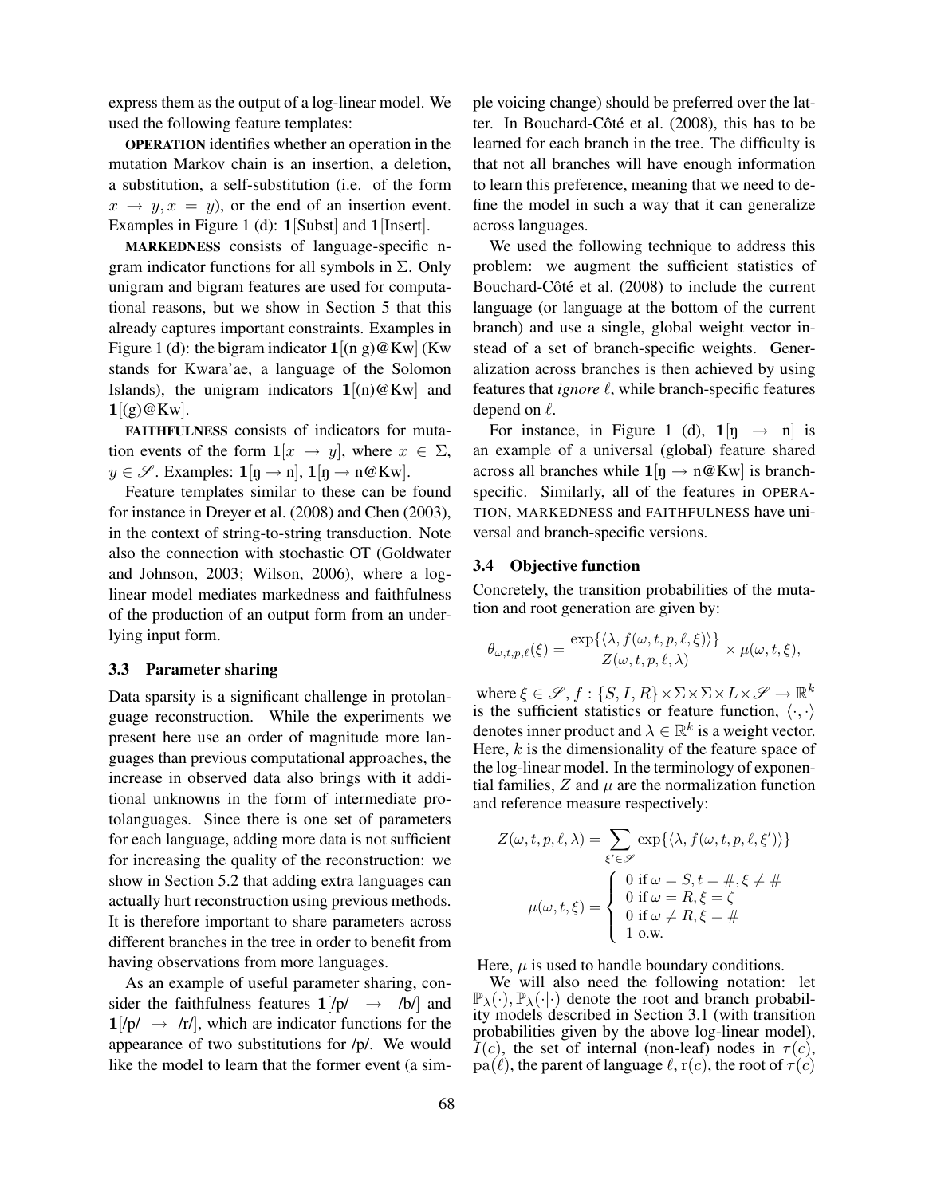express them as the output of a log-linear model. We used the following feature templates:

**OPERATION** identifies whether an operation in the mutation Markov chain is an insertion, a deletion, a substitution, a self-substitution (i.e. of the form $x \to y, x = y$), or the end of an insertion event. Examples in Figure 1 (d): $\mathbf{1}[\text{Subst}]$ and $\mathbf{1}[\text{Insert}]$.

**MARKEDNESS** consists of language-specific n-gram indicator functions for all symbols in $\Sigma$. Only unigram and bigram features are used for computational reasons, but we show in Section 5 that this already captures important constraints. Examples in Figure 1 (d): the bigram indicator $\mathbf{1}[(\text{n g})@\text{Kw}]$ (Kw stands for Kwara'ae, a language of the Solomon Islands), the unigram indicators $\mathbf{1}[(\text{n})@\text{Kw}]$ and $\mathbf{1}[(\text{g})@\text{Kw}]$.

**FAITHFULNESS** consists of indicators for mutation events of the form $\mathbf{1}[x \to y]$, where $x \in \Sigma$, $y \in \mathscr{S}$. Examples: $\mathbf{1}[\text{ŋ} \to \text{n}]$, $\mathbf{1}[\text{ŋ} \to \text{n}@\text{Kw}]$.

Feature templates similar to these can be found for instance in Dreyer et al. (2008) and Chen (2003), in the context of string-to-string transduction. Note also the connection with stochastic OT (Goldwater and Johnson, 2003; Wilson, 2006), where a log-linear model mediates markedness and faithfulness of the production of an output form from an underlying input form.

### 3.3 Parameter sharing

Data sparsity is a significant challenge in protolanguage reconstruction. While the experiments we present here use an order of magnitude more languages than previous computational approaches, the increase in observed data also brings with it additional unknowns in the form of intermediate protolanguages. Since there is one set of parameters for each language, adding more data is not sufficient for increasing the quality of the reconstruction: we show in Section 5.2 that adding extra languages can actually hurt reconstruction using previous methods. It is therefore important to share parameters across different branches in the tree in order to benefit from having observations from more languages.

As an example of useful parameter sharing, consider the faithfulness features $\mathbf{1}[/\text{p}/ \to /\text{b}/]$ and $\mathbf{1}[/\text{p}/ \to /\text{r}/]$, which are indicator functions for the appearance of two substitutions for /p/. We would like the model to learn that the former event (a simple voicing change) should be preferred over the latter. In Bouchard-Côté et al. (2008), this has to be learned for each branch in the tree. The difficulty is that not all branches will have enough information to learn this preference, meaning that we need to define the model in such a way that it can generalize across languages.

We used the following technique to address this problem: we augment the sufficient statistics of Bouchard-Côté et al. (2008) to include the current language (or language at the bottom of the current branch) and use a single, global weight vector instead of a set of branch-specific weights. Generalization across branches is then achieved by using features that *ignore* $\ell$, while branch-specific features depend on $\ell$.

For instance, in Figure 1 (d), $\mathbf{1}[\text{ŋ} \to \text{n}]$ is an example of a universal (global) feature shared across all branches while $\mathbf{1}[\text{ŋ} \to \text{n}@\text{Kw}]$ is branch-specific. Similarly, all of the features in OPERATION, MARKEDNESS and FAITHFULNESS have universal and branch-specific versions.

### 3.4 Objective function

Concretely, the transition probabilities of the mutation and root generation are given by:

$$\theta_{\omega,t,p,\ell}(\xi) = \frac{\exp\{\langle \lambda, f(\omega, t, p, \ell, \xi) \rangle\}}{Z(\omega, t, p, \ell, \lambda)} \times \mu(\omega, t, \xi),$$

where $\xi \in \mathscr{S}$, $f : \{S, I, R\} \times \Sigma \times \Sigma \times L \times \mathscr{S} \to \mathbb{R}^k$ is the sufficient statistics or feature function, $\langle \cdot, \cdot \rangle$ denotes inner product and $\lambda \in \mathbb{R}^k$ is a weight vector. Here, $k$ is the dimensionality of the feature space of the log-linear model. In the terminology of exponential families, $Z$ and $\mu$ are the normalization function and reference measure respectively:

$$Z(\omega, t, p, \ell, \lambda) = \sum_{\xi' \in \mathscr{S}} \exp\{\langle \lambda, f(\omega, t, p, \ell, \xi') \rangle\}$$

$$\mu(\omega, t, \xi) = \begin{cases} 0 \text{ if } \omega = S, t = \#, \xi \neq \# \\ 0 \text{ if } \omega = R, \xi = \zeta \\ 0 \text{ if } \omega \neq R, \xi = \# \\ 1 \text{ o.w.} \end{cases}$$

Here, $\mu$ is used to handle boundary conditions.

We will also need the following notation: let $\mathbb{P}_\lambda(\cdot), \mathbb{P}_\lambda(\cdot|\cdot)$ denote the root and branch probability models described in Section 3.1 (with transition probabilities given by the above log-linear model), $I(c)$, the set of internal (non-leaf) nodes in $\tau(c)$, $\text{pa}(\ell)$, the parent of language $\ell$, $\text{r}(c)$, the root of $\tau(c)$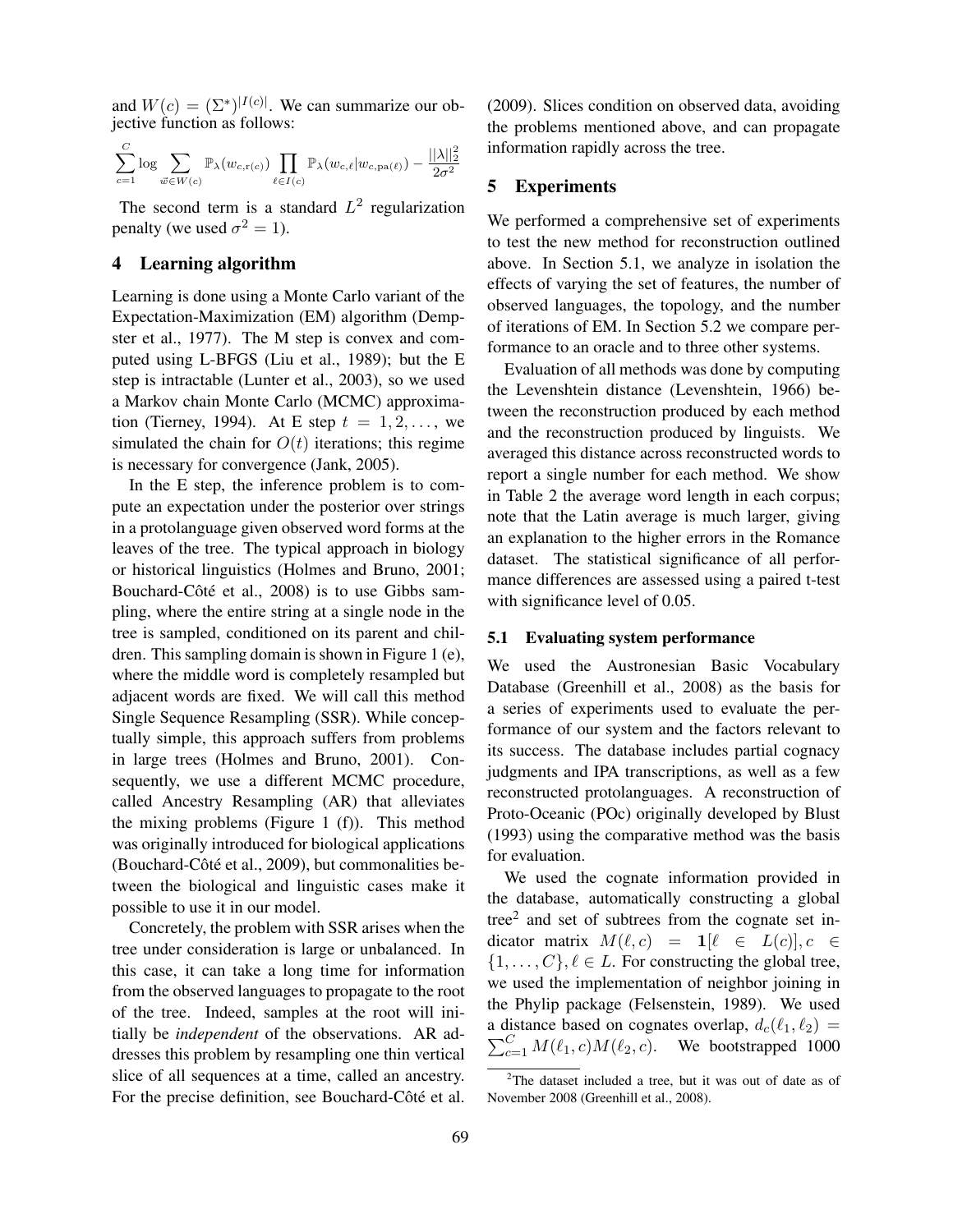and $W(c) = (\Sigma^*)^{|I(c)|}$. We can summarize our objective function as follows:

$$\sum_{c=1}^{C} \log \sum_{\vec{w} \in W(c)} \mathbb{P}_\lambda(w_{c,\mathrm{r}(c)}) \prod_{\ell \in I(c)} \mathbb{P}_\lambda(w_{c,\ell} | w_{c,\mathrm{pa}(\ell)}) - \frac{||\lambda||_2^2}{2\sigma^2}$$

The second term is a standard $L^2$ regularization penalty (we used $\sigma^2 = 1$).

## 4 Learning algorithm

Learning is done using a Monte Carlo variant of the Expectation-Maximization (EM) algorithm (Dempster et al., 1977). The M step is convex and computed using L-BFGS (Liu et al., 1989); but the E step is intractable (Lunter et al., 2003), so we used a Markov chain Monte Carlo (MCMC) approximation (Tierney, 1994). At E step $t = 1, 2, \ldots$, we simulated the chain for $O(t)$ iterations; this regime is necessary for convergence (Jank, 2005).

In the E step, the inference problem is to compute an expectation under the posterior over strings in a protolanguage given observed word forms at the leaves of the tree. The typical approach in biology or historical linguistics (Holmes and Bruno, 2001; Bouchard-Côté et al., 2008) is to use Gibbs sampling, where the entire string at a single node in the tree is sampled, conditioned on its parent and children. This sampling domain is shown in Figure 1 (e), where the middle word is completely resampled but adjacent words are fixed. We will call this method Single Sequence Resampling (SSR). While conceptually simple, this approach suffers from problems in large trees (Holmes and Bruno, 2001). Consequently, we use a different MCMC procedure, called Ancestry Resampling (AR) that alleviates the mixing problems (Figure 1 (f)). This method was originally introduced for biological applications (Bouchard-Côté et al., 2009), but commonalities between the biological and linguistic cases make it possible to use it in our model.

Concretely, the problem with SSR arises when the tree under consideration is large or unbalanced. In this case, it can take a long time for information from the observed languages to propagate to the root of the tree. Indeed, samples at the root will initially be *independent* of the observations. AR addresses this problem by resampling one thin vertical slice of all sequences at a time, called an ancestry. For the precise definition, see Bouchard-Côté et al. (2009). Slices condition on observed data, avoiding the problems mentioned above, and can propagate information rapidly across the tree.

## 5 Experiments

We performed a comprehensive set of experiments to test the new method for reconstruction outlined above. In Section 5.1, we analyze in isolation the effects of varying the set of features, the number of observed languages, the topology, and the number of iterations of EM. In Section 5.2 we compare performance to an oracle and to three other systems.

Evaluation of all methods was done by computing the Levenshtein distance (Levenshtein, 1966) between the reconstruction produced by each method and the reconstruction produced by linguists. We averaged this distance across reconstructed words to report a single number for each method. We show in Table 2 the average word length in each corpus; note that the Latin average is much larger, giving an explanation to the higher errors in the Romance dataset. The statistical significance of all performance differences are assessed using a paired t-test with significance level of 0.05.

### 5.1 Evaluating system performance

We used the Austronesian Basic Vocabulary Database (Greenhill et al., 2008) as the basis for a series of experiments used to evaluate the performance of our system and the factors relevant to its success. The database includes partial cognacy judgments and IPA transcriptions, as well as a few reconstructed protolanguages. A reconstruction of Proto-Oceanic (POc) originally developed by Blust (1993) using the comparative method was the basis for evaluation.

We used the cognate information provided in the database, automatically constructing a global tree[2] and set of subtrees from the cognate set indicator matrix $M(\ell, c) = \mathbf{1}[\ell \in L(c)], c \in \{1, \ldots, C\}, \ell \in L$. For constructing the global tree, we used the implementation of neighbor joining in the Phylip package (Felsenstein, 1989). We used a distance based on cognates overlap, $d_c(\ell_1, \ell_2) = \sum_{c=1}^{C} M(\ell_1, c) M(\ell_2, c)$. We bootstrapped 1000

[2]The dataset included a tree, but it was out of date as of November 2008 (Greenhill et al., 2008).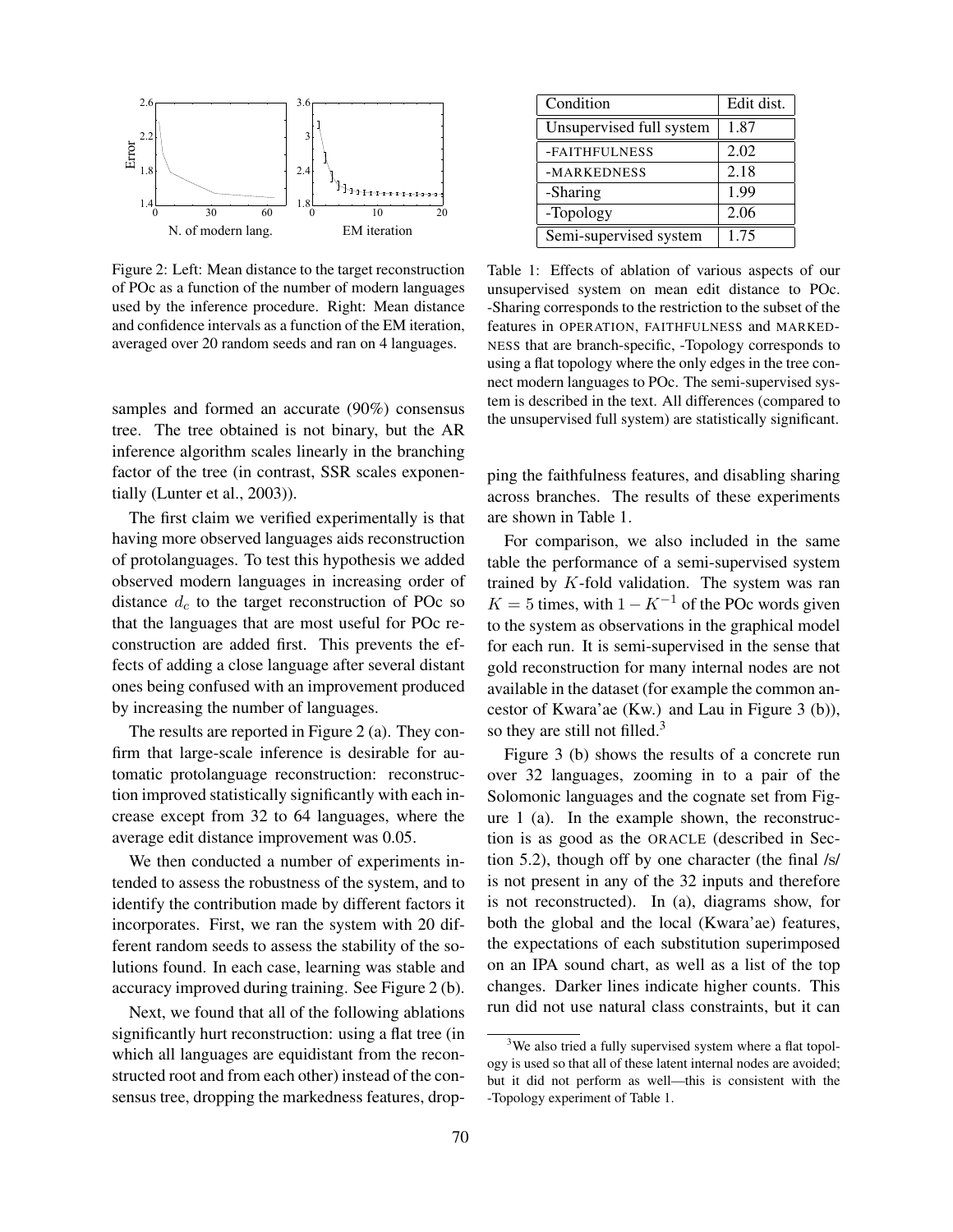Figure 2: Left: Mean distance to the target reconstruction of POc as a function of the number of modern languages used by the inference procedure. Right: Mean distance and confidence intervals as a function of the EM iteration, averaged over 20 random seeds and ran on 4 languages.

samples and formed an accurate (90%) consensus tree. The tree obtained is not binary, but the AR inference algorithm scales linearly in the branching factor of the tree (in contrast, SSR scales exponentially (Lunter et al., 2003)).

The first claim we verified experimentally is that having more observed languages aids reconstruction of protolanguages. To test this hypothesis we added observed modern languages in increasing order of distance $d_c$ to the target reconstruction of POc so that the languages that are most useful for POc reconstruction are added first. This prevents the effects of adding a close language after several distant ones being confused with an improvement produced by increasing the number of languages.

The results are reported in Figure 2 (a). They confirm that large-scale inference is desirable for automatic protolanguage reconstruction: reconstruction improved statistically significantly with each increase except from 32 to 64 languages, where the average edit distance improvement was 0.05.

We then conducted a number of experiments intended to assess the robustness of the system, and to identify the contribution made by different factors it incorporates. First, we ran the system with 20 different random seeds to assess the stability of the solutions found. In each case, learning was stable and accuracy improved during training. See Figure 2 (b).

Next, we found that all of the following ablations significantly hurt reconstruction: using a flat tree (in which all languages are equidistant from the reconstructed root and from each other) instead of the consensus tree, dropping the markedness features, dropping the faithfulness features, and disabling sharing across branches. The results of these experiments are shown in Table 1.

| Condition | Edit dist. |
|---|---|
| Unsupervised full system | 1.87 |
| -FAITHFULNESS | 2.02 |
| -MARKEDNESS | 2.18 |
| -Sharing | 1.99 |
| -Topology | 2.06 |
| Semi-supervised system | 1.75 |

Table 1: Effects of ablation of various aspects of our unsupervised system on mean edit distance to POc. -Sharing corresponds to the restriction to the subset of the features in OPERATION, FAITHFULNESS and MARKEDNESS that are branch-specific, -Topology corresponds to using a flat topology where the only edges in the tree connect modern languages to POc. The semi-supervised system is described in the text. All differences (compared to the unsupervised full system) are statistically significant.

For comparison, we also included in the same table the performance of a semi-supervised system trained by $K$-fold validation. The system was ran $K = 5$ times, with $1 - K^{-1}$ of the POc words given to the system as observations in the graphical model for each run. It is semi-supervised in the sense that gold reconstruction for many internal nodes are not available in the dataset (for example the common ancestor of Kwara'ae (Kw.) and Lau in Figure 3 (b)), so they are still not filled.[3]

Figure 3 (b) shows the results of a concrete run over 32 languages, zooming in to a pair of the Solomonic languages and the cognate set from Figure 1 (a). In the example shown, the reconstruction is as good as the ORACLE (described in Section 5.2), though off by one character (the final /s/ is not present in any of the 32 inputs and therefore is not reconstructed). In (a), diagrams show, for both the global and the local (Kwara'ae) features, the expectations of each substitution superimposed on an IPA sound chart, as well as a list of the top changes. Darker lines indicate higher counts. This run did not use natural class constraints, but it can

[3] We also tried a fully supervised system where a flat topology is used so that all of these latent internal nodes are avoided; but it did not perform as well—this is consistent with the -Topology experiment of Table 1.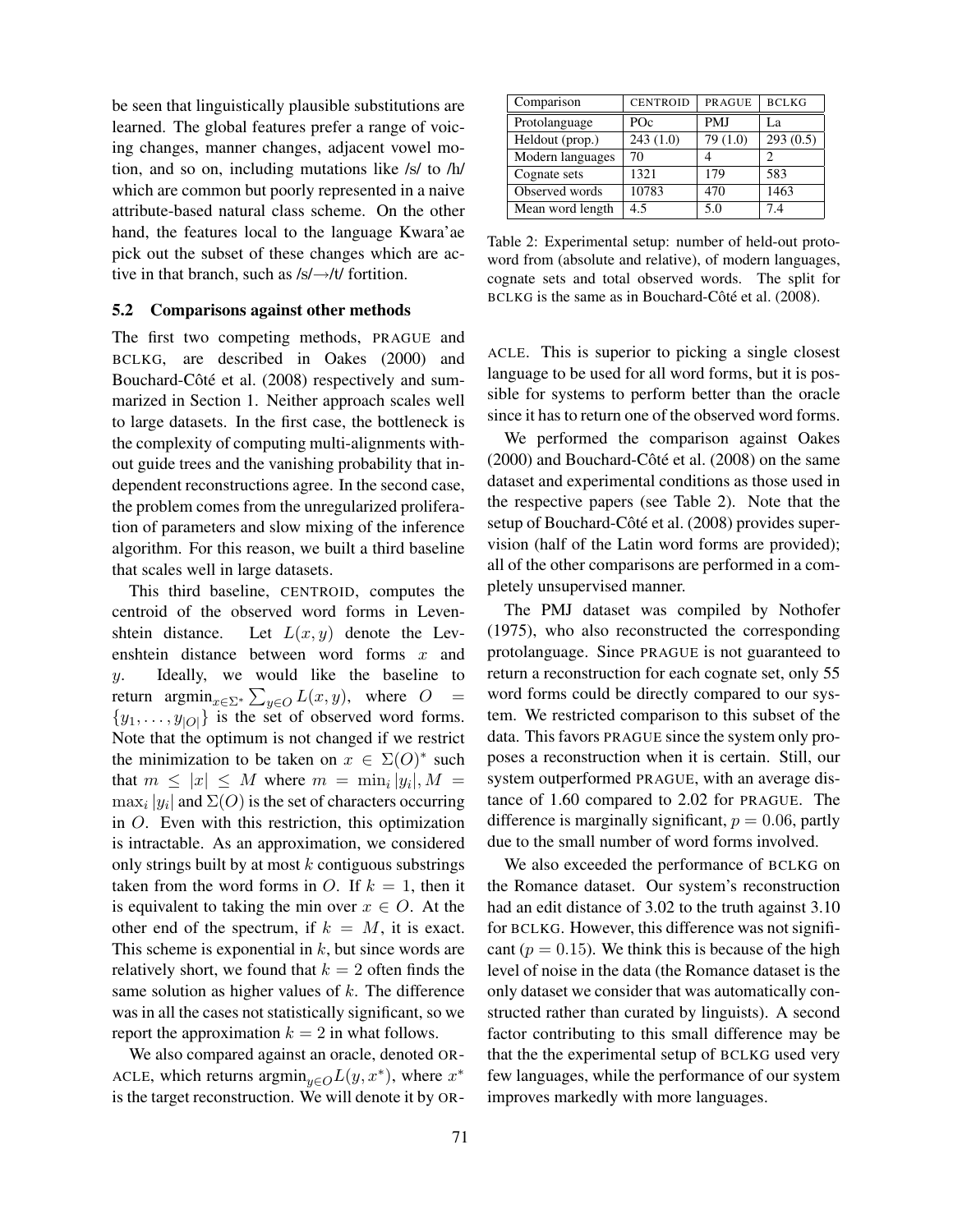be seen that linguistically plausible substitutions are learned. The global features prefer a range of voicing changes, manner changes, adjacent vowel motion, and so on, including mutations like /s/ to /h/ which are common but poorly represented in a naive attribute-based natural class scheme. On the other hand, the features local to the language Kwara'ae pick out the subset of these changes which are active in that branch, such as /s/→/t/ fortition.

### 5.2 Comparisons against other methods

The first two competing methods, PRAGUE and BCLKG, are described in Oakes (2000) and Bouchard-Côté et al. (2008) respectively and summarized in Section 1. Neither approach scales well to large datasets. In the first case, the bottleneck is the complexity of computing multi-alignments without guide trees and the vanishing probability that independent reconstructions agree. In the second case, the problem comes from the unregularized proliferation of parameters and slow mixing of the inference algorithm. For this reason, we built a third baseline that scales well in large datasets.

This third baseline, CENTROID, computes the centroid of the observed word forms in Levenshtein distance. Let $L(x, y)$ denote the Levenshtein distance between word forms $x$ and $y$. Ideally, we would like the baseline to return $\operatorname{argmin}_{x \in \Sigma^*} \sum_{y \in O} L(x, y)$, where $O = \{y_1, \dots, y_{|O|}\}$ is the set of observed word forms. Note that the optimum is not changed if we restrict the minimization to be taken on $x \in \Sigma(O)^*$ such that $m \leq |x| \leq M$ where $m = \min_i |y_i|, M = \max_i |y_i|$ and $\Sigma(O)$ is the set of characters occurring in $O$. Even with this restriction, this optimization is intractable. As an approximation, we considered only strings built by at most $k$ contiguous substrings taken from the word forms in $O$. If $k = 1$, then it is equivalent to taking the min over $x \in O$. At the other end of the spectrum, if $k = M$, it is exact. This scheme is exponential in $k$, but since words are relatively short, we found that $k = 2$ often finds the same solution as higher values of $k$. The difference was in all the cases not statistically significant, so we report the approximation $k = 2$ in what follows.

We also compared against an oracle, denoted ORACLE, which returns $\operatorname{argmin}_{y \in O} L(y, x^*)$, where $x^*$ is the target reconstruction. We will denote it by ORACLE. This is superior to picking a single closest language to be used for all word forms, but it is possible for systems to perform better than the oracle since it has to return one of the observed word forms.

| Comparison | CENTROID | PRAGUE | BCLKG |
|---|---|---|---|
| Protolanguage | POc | PMJ | La |
| Heldout (prop.) | 243 (1.0) | 79 (1.0) | 293 (0.5) |
| Modern languages | 70 | 4 | 2 |
| Cognate sets | 1321 | 179 | 583 |
| Observed words | 10783 | 470 | 1463 |
| Mean word length | 4.5 | 5.0 | 7.4 |

Table 2: Experimental setup: number of held-out proto-word from (absolute and relative), of modern languages, cognate sets and total observed words. The split for BCLKG is the same as in Bouchard-Côté et al. (2008).

We performed the comparison against Oakes (2000) and Bouchard-Côté et al. (2008) on the same dataset and experimental conditions as those used in the respective papers (see Table 2). Note that the setup of Bouchard-Côté et al. (2008) provides supervision (half of the Latin word forms are provided); all of the other comparisons are performed in a completely unsupervised manner.

The PMJ dataset was compiled by Nothofer (1975), who also reconstructed the corresponding protolanguage. Since PRAGUE is not guaranteed to return a reconstruction for each cognate set, only 55 word forms could be directly compared to our system. We restricted comparison to this subset of the data. This favors PRAGUE since the system only proposes a reconstruction when it is certain. Still, our system outperformed PRAGUE, with an average distance of 1.60 compared to 2.02 for PRAGUE. The difference is marginally significant, $p = 0.06$, partly due to the small number of word forms involved.

We also exceeded the performance of BCLKG on the Romance dataset. Our system's reconstruction had an edit distance of 3.02 to the truth against 3.10 for BCLKG. However, this difference was not significant ($p = 0.15$). We think this is because of the high level of noise in the data (the Romance dataset is the only dataset we consider that was automatically constructed rather than curated by linguists). A second factor contributing to this small difference may be that the the experimental setup of BCLKG used very few languages, while the performance of our system improves markedly with more languages.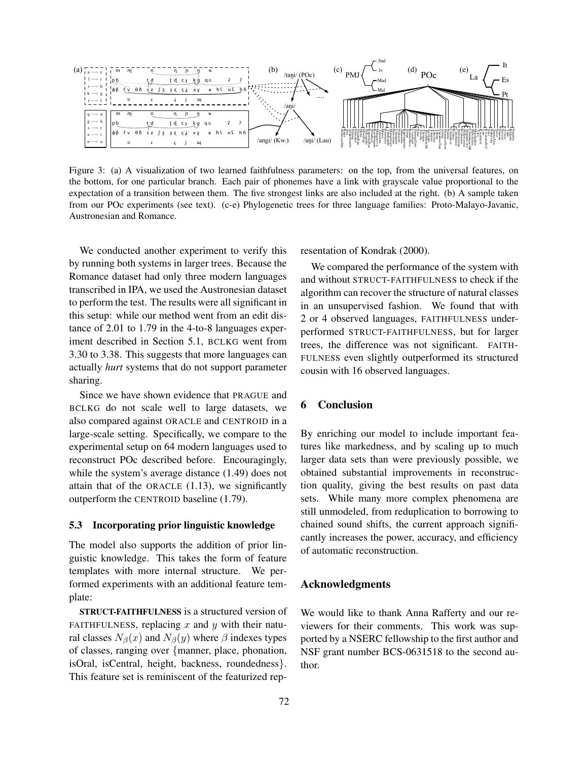Figure 3: (a) A visualization of two learned faithfulness parameters: on the top, from the universal features, on the bottom, for one particular branch. Each pair of phonemes have a link with grayscale value proportional to the expectation of a transition between them. The five strongest links are also included at the right. (b) A sample taken from our POc experiments (see text). (c-e) Phylogenetic trees for three language families: Proto-Malayo-Javanic, Austronesian and Romance.

We conducted another experiment to verify this by running both systems in larger trees. Because the Romance dataset had only three modern languages transcribed in IPA, we used the Austronesian dataset to perform the test. The results were all significant in this setup: while our method went from an edit distance of 2.01 to 1.79 in the 4-to-8 languages experiment described in Section 5.1, BCLKG went from 3.30 to 3.38. This suggests that more languages can actually *hurt* systems that do not support parameter sharing.

Since we have shown evidence that PRAGUE and BCLKG do not scale well to large datasets, we also compared against ORACLE and CENTROID in a large-scale setting. Specifically, we compare to the experimental setup on 64 modern languages used to reconstruct POc described before. Encouragingly, while the system's average distance (1.49) does not attain that of the ORACLE (1.13), we significantly outperform the CENTROID baseline (1.79).

### 5.3 Incorporating prior linguistic knowledge

The model also supports the addition of prior linguistic knowledge. This takes the form of feature templates with more internal structure. We performed experiments with an additional feature template:

**STRUCT-FAITHFULNESS** is a structured version of FAITHFULNESS, replacing $x$ and $y$ with their natural classes $N_\beta(x)$ and $N_\beta(y)$ where $\beta$ indexes types of classes, ranging over {manner, place, phonation, isOral, isCentral, height, backness, roundedness}. This feature set is reminiscent of the featurized representation of Kondrak (2000).

We compared the performance of the system with and without STRUCT-FAITHFULNESS to check if the algorithm can recover the structure of natural classes in an unsupervised fashion. We found that with 2 or 4 observed languages, FAITHFULNESS underperformed STRUCT-FAITHFULNESS, but for larger trees, the difference was not significant. FAITHFULNESS even slightly outperformed its structured cousin with 16 observed languages.

## 6 Conclusion

By enriching our model to include important features like markedness, and by scaling up to much larger data sets than were previously possible, we obtained substantial improvements in reconstruction quality, giving the best results on past data sets. While many more complex phenomena are still unmodeled, from reduplication to borrowing to chained sound shifts, the current approach significantly increases the power, accuracy, and efficiency of automatic reconstruction.

## Acknowledgments

We would like to thank Anna Rafferty and our reviewers for their comments. This work was supported by a NSERC fellowship to the first author and NSF grant number BCS-0631518 to the second author.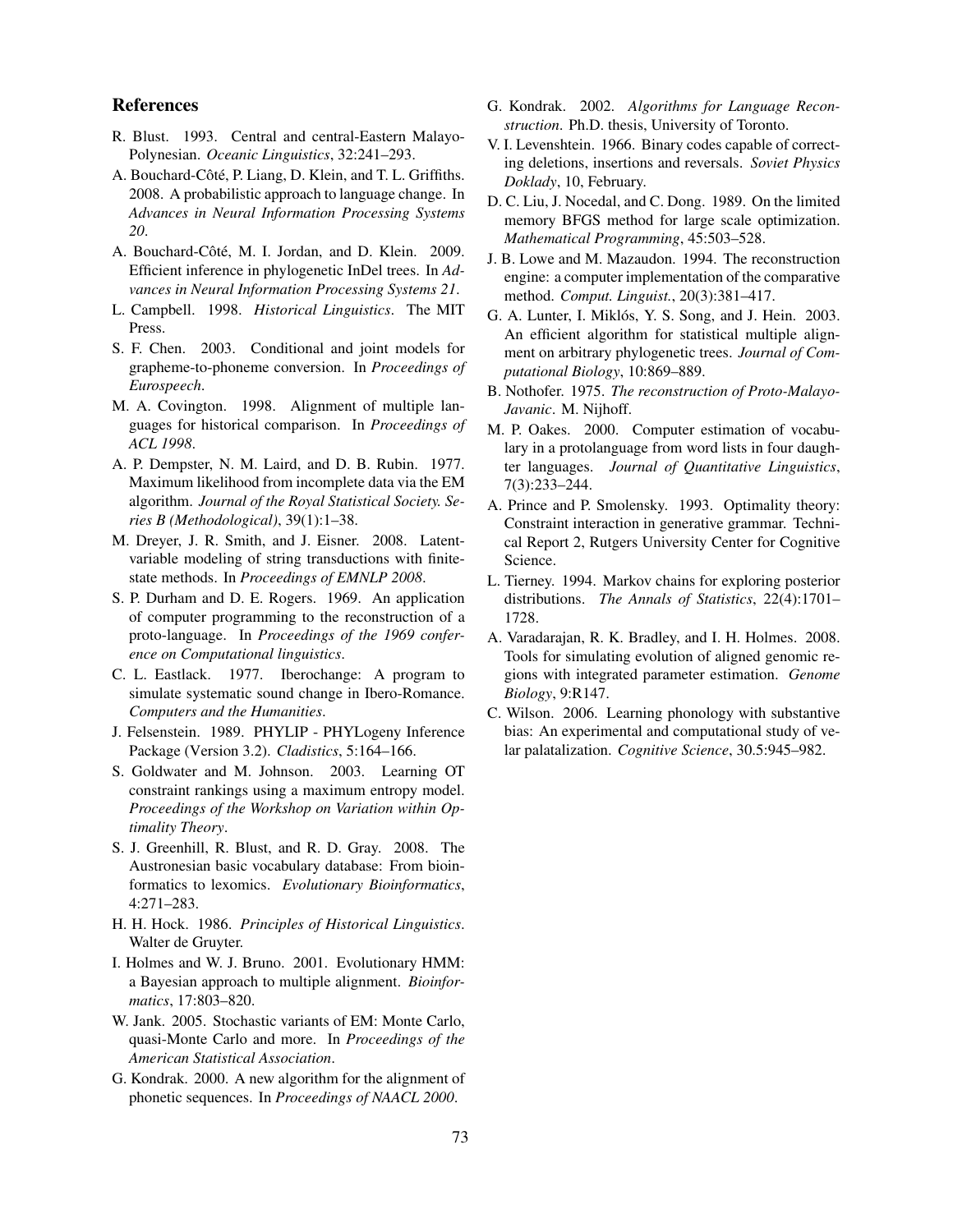## References

R. Blust. 1993. Central and central-Eastern Malayo-Polynesian. *Oceanic Linguistics*, 32:241–293.

A. Bouchard-Côté, P. Liang, D. Klein, and T. L. Griffiths. 2008. A probabilistic approach to language change. In *Advances in Neural Information Processing Systems 20*.

A. Bouchard-Côté, M. I. Jordan, and D. Klein. 2009. Efficient inference in phylogenetic InDel trees. In *Advances in Neural Information Processing Systems 21*.

L. Campbell. 1998. *Historical Linguistics*. The MIT Press.

S. F. Chen. 2003. Conditional and joint models for grapheme-to-phoneme conversion. In *Proceedings of Eurospeech*.

M. A. Covington. 1998. Alignment of multiple languages for historical comparison. In *Proceedings of ACL 1998*.

A. P. Dempster, N. M. Laird, and D. B. Rubin. 1977. Maximum likelihood from incomplete data via the EM algorithm. *Journal of the Royal Statistical Society. Series B (Methodological)*, 39(1):1–38.

M. Dreyer, J. R. Smith, and J. Eisner. 2008. Latent-variable modeling of string transductions with finite-state methods. In *Proceedings of EMNLP 2008*.

S. P. Durham and D. E. Rogers. 1969. An application of computer programming to the reconstruction of a proto-language. In *Proceedings of the 1969 conference on Computational linguistics*.

C. L. Eastlack. 1977. Iberochange: A program to simulate systematic sound change in Ibero-Romance. *Computers and the Humanities*.

J. Felsenstein. 1989. PHYLIP - PHYLogeny Inference Package (Version 3.2). *Cladistics*, 5:164–166.

S. Goldwater and M. Johnson. 2003. Learning OT constraint rankings using a maximum entropy model. *Proceedings of the Workshop on Variation within Optimality Theory*.

S. J. Greenhill, R. Blust, and R. D. Gray. 2008. The Austronesian basic vocabulary database: From bioinformatics to lexomics. *Evolutionary Bioinformatics*, 4:271–283.

H. H. Hock. 1986. *Principles of Historical Linguistics*. Walter de Gruyter.

I. Holmes and W. J. Bruno. 2001. Evolutionary HMM: a Bayesian approach to multiple alignment. *Bioinformatics*, 17:803–820.

W. Jank. 2005. Stochastic variants of EM: Monte Carlo, quasi-Monte Carlo and more. In *Proceedings of the American Statistical Association*.

G. Kondrak. 2000. A new algorithm for the alignment of phonetic sequences. In *Proceedings of NAACL 2000*.

G. Kondrak. 2002. *Algorithms for Language Reconstruction*. Ph.D. thesis, University of Toronto.

V. I. Levenshtein. 1966. Binary codes capable of correcting deletions, insertions and reversals. *Soviet Physics Doklady*, 10, February.

D. C. Liu, J. Nocedal, and C. Dong. 1989. On the limited memory BFGS method for large scale optimization. *Mathematical Programming*, 45:503–528.

J. B. Lowe and M. Mazaudon. 1994. The reconstruction engine: a computer implementation of the comparative method. *Comput. Linguist.*, 20(3):381–417.

G. A. Lunter, I. Miklós, Y. S. Song, and J. Hein. 2003. An efficient algorithm for statistical multiple alignment on arbitrary phylogenetic trees. *Journal of Computational Biology*, 10:869–889.

B. Nothofer. 1975. *The reconstruction of Proto-Malayo-Javanic*. M. Nijhoff.

M. P. Oakes. 2000. Computer estimation of vocabulary in a protolanguage from word lists in four daughter languages. *Journal of Quantitative Linguistics*, 7(3):233–244.

A. Prince and P. Smolensky. 1993. Optimality theory: Constraint interaction in generative grammar. Technical Report 2, Rutgers University Center for Cognitive Science.

L. Tierney. 1994. Markov chains for exploring posterior distributions. *The Annals of Statistics*, 22(4):1701–1728.

A. Varadarajan, R. K. Bradley, and I. H. Holmes. 2008. Tools for simulating evolution of aligned genomic regions with integrated parameter estimation. *Genome Biology*, 9:R147.

C. Wilson. 2006. Learning phonology with substantive bias: An experimental and computational study of velar palatalization. *Cognitive Science*, 30.5:945–982.